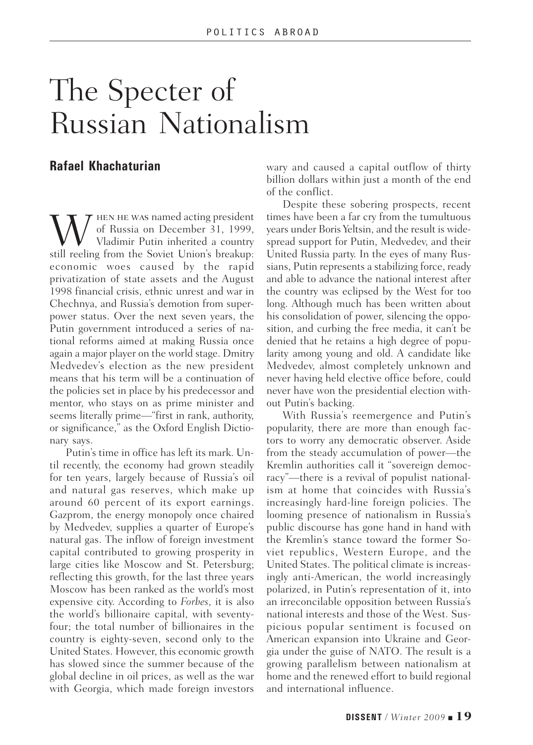# The Specter of Russian Nationalism

**Rafael Khachaturian**

When he was named acting president of Russia on December 31, 1999, Vladimir Putin inherited a country still reeling from the Soviet Union's breakup: economic woes caused by the rapid privatization of state assets and the August 1998 financial crisis, ethnic unrest and war in Chechnya, and Russia's demotion from superpower status. Over the next seven years, the Putin government introduced a series of national reforms aimed at making Russia once again a major player on the world stage. Dmitry Medvedev's election as the new president means that his term will be a continuation of the policies set in place by his predecessor and mentor, who stays on as prime minister and seems literally prime—"first in rank, authority, or significance," as the Oxford English Dictionary says.

Putin's time in office has left its mark. Until recently, the economy had grown steadily for ten years, largely because of Russia's oil and natural gas reserves, which make up around 60 percent of its export earnings. Gazprom, the energy monopoly once chaired by Medvedev, supplies a quarter of Europe's natural gas. The inflow of foreign investment capital contributed to growing prosperity in large cities like Moscow and St. Petersburg; reflecting this growth, for the last three years Moscow has been ranked as the world's most expensive city. According to *Forbes*, it is also the world's billionaire capital, with seventy-four; the total number of billionaires in the country is eighty-seven, second only to the United States. However, this economic growth has slowed since the summer because of the global decline in oil prices, as well as the war with Georgia, which made foreign investors wary and caused a capital outflow of thirty billion dollars within just a month of the end of the conflict.

Despite these sobering prospects, recent times have been a far cry from the tumultuous years under Boris Yeltsin, and the result is widespread support for Putin, Medvedev, and their United Russia party. In the eyes of many Russians, Putin represents a stabilizing force, ready and able to advance the national interest after the country was eclipsed by the West for too long. Although much has been written about his consolidation of power, silencing the opposition, and curbing the free media, it can't be denied that he retains a high degree of popularity among young and old. A candidate like Medvedev, almost completely unknown and never having held elective office before, could never have won the presidential election without Putin's backing.

With Russia's reemergence and Putin's popularity, there are more than enough factors to worry any democratic observer. Aside from the steady accumulation of power—the Kremlin authorities call it "sovereign democracy"—there is a revival of populist nationalism at home that coincides with Russia's increasingly hard-line foreign policies. The looming presence of nationalism in Russia's public discourse has gone hand in hand with the Kremlin's stance toward the former Soviet republics, Western Europe, and the United States. The political climate is increasingly anti-American, the world increasingly polarized, in Putin's representation of it, into an irreconcilable opposition between Russia's national interests and those of the West. Suspicious popular sentiment is focused on American expansion into Ukraine and Georgia under the guise of NATO. The result is a growing parallelism between nationalism at home and the renewed effort to build regional and international influence.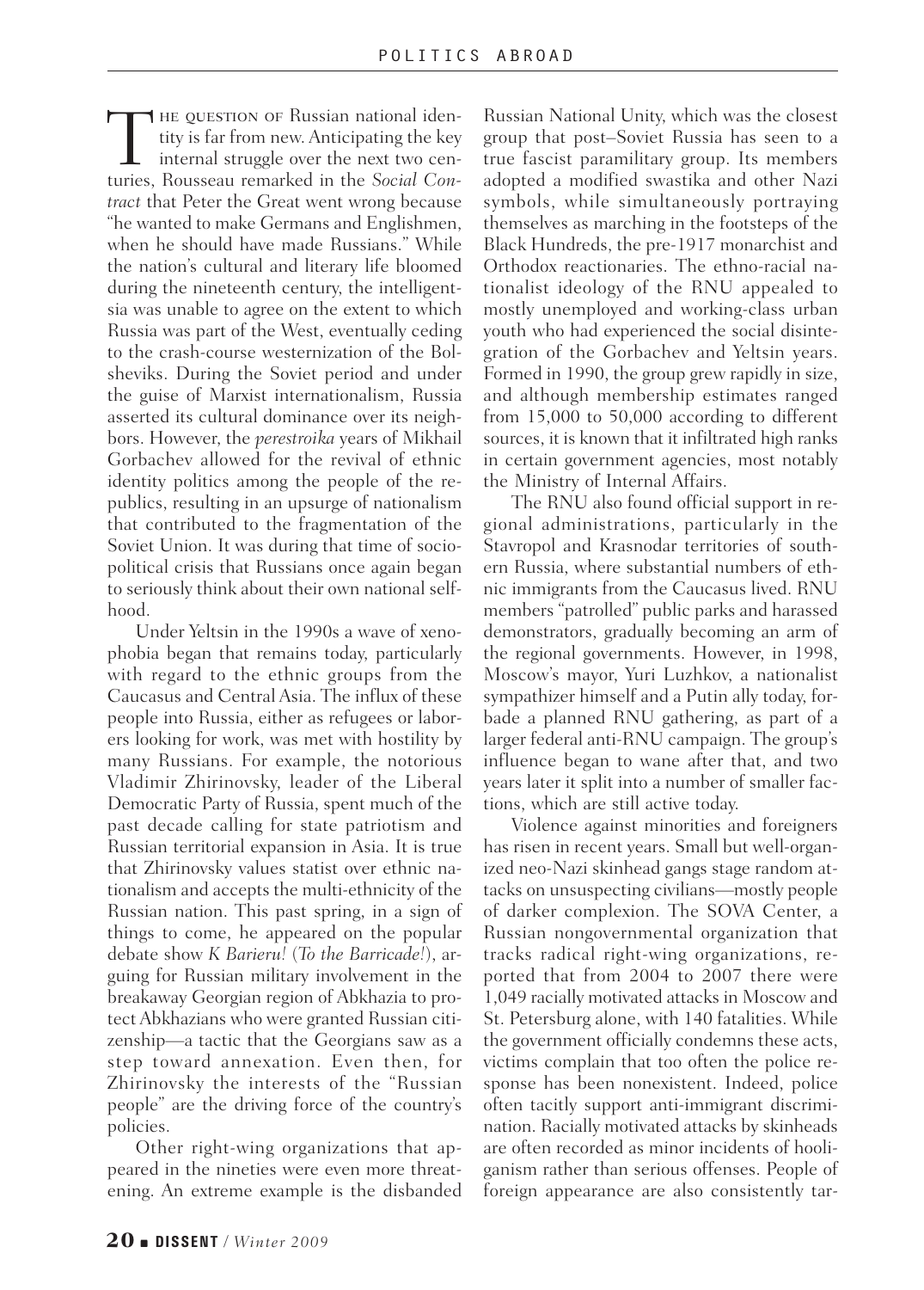The question of Russian national identity is far from new. Anticipating the key internal struggle over the next two centuries, Rousseau remarked in the *Social Contract* that Peter the Great went wrong because "he wanted to make Germans and Englishmen, when he should have made Russians." While the nation's cultural and literary life bloomed during the nineteenth century, the intelligentsia was unable to agree on the extent to which Russia was part of the West, eventually ceding to the crash-course westernization of the Bolsheviks. During the Soviet period and under the guise of Marxist internationalism, Russia asserted its cultural dominance over its neighbors. However, the *perestroika* years of Mikhail Gorbachev allowed for the revival of ethnic identity politics among the people of the republics, resulting in an upsurge of nationalism that contributed to the fragmentation of the Soviet Union. It was during that time of sociopolitical crisis that Russians once again began to seriously think about their own national selfhood.

Under Yeltsin in the 1990s a wave of xenophobia began that remains today, particularly with regard to the ethnic groups from the Caucasus and Central Asia. The influx of these people into Russia, either as refugees or laborers looking for work, was met with hostility by many Russians. For example, the notorious Vladimir Zhirinovsky, leader of the Liberal Democratic Party of Russia, spent much of the past decade calling for state patriotism and Russian territorial expansion in Asia. It is true that Zhirinovsky values statist over ethnic nationalism and accepts the multi-ethnicity of the Russian nation. This past spring, in a sign of things to come, he appeared on the popular debate show *K Barieru!* (*To the Barricade!*), arguing for Russian military involvement in the breakaway Georgian region of Abkhazia to protect Abkhazians who were granted Russian citizenship—a tactic that the Georgians saw as a step toward annexation. Even then, for Zhirinovsky the interests of the "Russian people" are the driving force of the country's policies.

Other right-wing organizations that appeared in the nineties were even more threatening. An extreme example is the disbanded Russian National Unity, which was the closest group that post–Soviet Russia has seen to a true fascist paramilitary group. Its members adopted a modified swastika and other Nazi symbols, while simultaneously portraying themselves as marching in the footsteps of the Black Hundreds, the pre-1917 monarchist and Orthodox reactionaries. The ethno-racial nationalist ideology of the RNU appealed to mostly unemployed and working-class urban youth who had experienced the social disintegration of the Gorbachev and Yeltsin years. Formed in 1990, the group grew rapidly in size, and although membership estimates ranged from 15,000 to 50,000 according to different sources, it is known that it infiltrated high ranks in certain government agencies, most notably the Ministry of Internal Affairs.

The RNU also found official support in regional administrations, particularly in the Stavropol and Krasnodar territories of southern Russia, where substantial numbers of ethnic immigrants from the Caucasus lived. RNU members "patrolled" public parks and harassed demonstrators, gradually becoming an arm of the regional governments. However, in 1998, Moscow's mayor, Yuri Luzhkov, a nationalist sympathizer himself and a Putin ally today, forbade a planned RNU gathering, as part of a larger federal anti-RNU campaign. The group's influence began to wane after that, and two years later it split into a number of smaller factions, which are still active today.

Violence against minorities and foreigners has risen in recent years. Small but well-organized neo-Nazi skinhead gangs stage random attacks on unsuspecting civilians—mostly people of darker complexion. The SOVA Center, a Russian nongovernmental organization that tracks radical right-wing organizations, reported that from 2004 to 2007 there were 1,049 racially motivated attacks in Moscow and St. Petersburg alone, with 140 fatalities. While the government officially condemns these acts, victims complain that too often the police response has been nonexistent. Indeed, police often tacitly support anti-immigrant discrimination. Racially motivated attacks by skinheads are often recorded as minor incidents of hooliganism rather than serious offenses. People of foreign appearance are also consistently tar-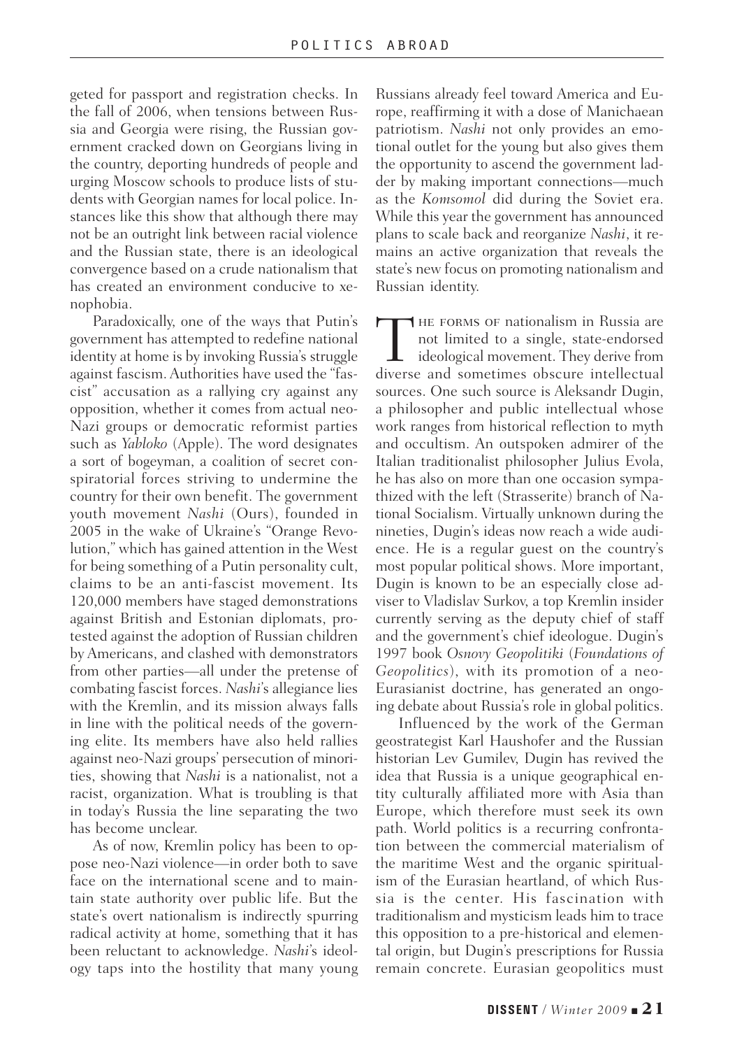geted for passport and registration checks. In the fall of 2006, when tensions between Russia and Georgia were rising, the Russian government cracked down on Georgians living in the country, deporting hundreds of people and urging Moscow schools to produce lists of students with Georgian names for local police. Instances like this show that although there may not be an outright link between racial violence and the Russian state, there is an ideological convergence based on a crude nationalism that has created an environment conducive to xenophobia.

Paradoxically, one of the ways that Putin's government has attempted to redefine national identity at home is by invoking Russia's struggle against fascism. Authorities have used the "fascist" accusation as a rallying cry against any opposition, whether it comes from actual neo-Nazi groups or democratic reformist parties such as *Yabloko* (Apple). The word designates a sort of bogeyman, a coalition of secret conspiratorial forces striving to undermine the country for their own benefit. The government youth movement *Nashi* (Ours), founded in 2005 in the wake of Ukraine's "Orange Revolution," which has gained attention in the West for being something of a Putin personality cult, claims to be an anti-fascist movement. Its 120,000 members have staged demonstrations against British and Estonian diplomats, protested against the adoption of Russian children by Americans, and clashed with demonstrators from other parties—all under the pretense of combating fascist forces. *Nashi*'s allegiance lies with the Kremlin, and its mission always falls in line with the political needs of the governing elite. Its members have also held rallies against neo-Nazi groups' persecution of minorities, showing that *Nashi* is a nationalist, not a racist, organization. What is troubling is that in today's Russia the line separating the two has become unclear.

As of now, Kremlin policy has been to oppose neo-Nazi violence—in order both to save face on the international scene and to maintain state authority over public life. But the state's overt nationalism is indirectly spurring radical activity at home, something that it has been reluctant to acknowledge. *Nashi*'s ideology taps into the hostility that many young Russians already feel toward America and Europe, reaffirming it with a dose of Manichaean patriotism. *Nashi* not only provides an emotional outlet for the young but also gives them the opportunity to ascend the government ladder by making important connections—much as the *Komsomol* did during the Soviet era. While this year the government has announced plans to scale back and reorganize *Nashi*, it remains an active organization that reveals the state's new focus on promoting nationalism and Russian identity.

The forms of nationalism in Russia are not limited to a single, state-endorsed ideological movement. They derive from diverse and sometimes obscure intellectual sources. One such source is Aleksandr Dugin, a philosopher and public intellectual whose work ranges from historical reflection to myth and occultism. An outspoken admirer of the Italian traditionalist philosopher Julius Evola, he has also on more than one occasion sympathized with the left (Strasserite) branch of National Socialism. Virtually unknown during the nineties, Dugin's ideas now reach a wide audience. He is a regular guest on the country's most popular political shows. More important, Dugin is known to be an especially close adviser to Vladislav Surkov, a top Kremlin insider currently serving as the deputy chief of staff and the government's chief ideologue. Dugin's 1997 book *Osnovy Geopolitiki* (*Foundations of Geopolitics*), with its promotion of a neo-Eurasianist doctrine, has generated an ongoing debate about Russia's role in global politics.

Influenced by the work of the German geostrategist Karl Haushofer and the Russian historian Lev Gumilev, Dugin has revived the idea that Russia is a unique geographical entity culturally affiliated more with Asia than Europe, which therefore must seek its own path. World politics is a recurring confrontation between the commercial materialism of the maritime West and the organic spiritualism of the Eurasian heartland, of which Russia is the center. His fascination with traditionalism and mysticism leads him to trace this opposition to a pre-historical and elemental origin, but Dugin's prescriptions for Russia remain concrete. Eurasian geopolitics must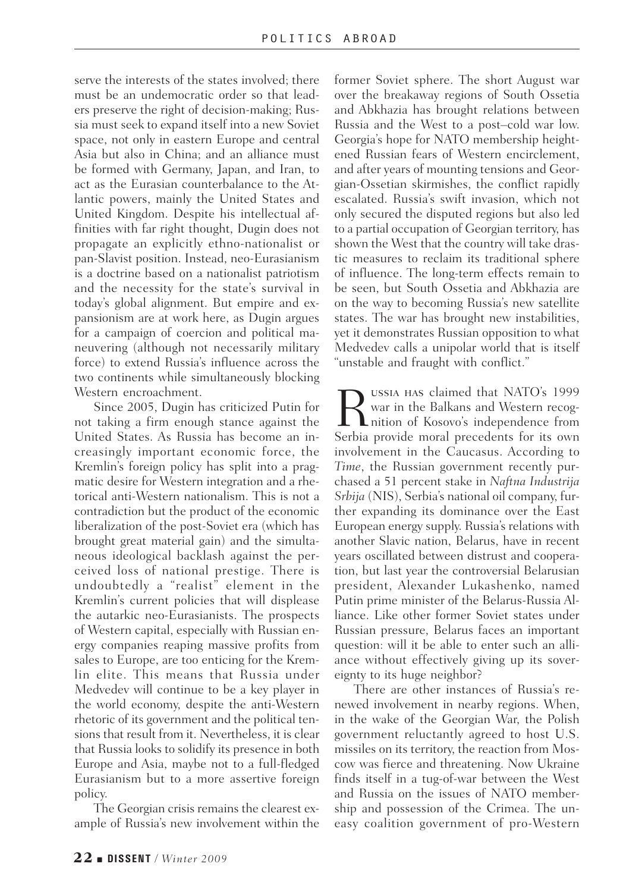serve the interests of the states involved; there must be an undemocratic order so that leaders preserve the right of decision-making; Russia must seek to expand itself into a new Soviet space, not only in eastern Europe and central Asia but also in China; and an alliance must be formed with Germany, Japan, and Iran, to act as the Eurasian counterbalance to the Atlantic powers, mainly the United States and United Kingdom. Despite his intellectual affinities with far right thought, Dugin does not propagate an explicitly ethno-nationalist or pan-Slavist position. Instead, neo-Eurasianism is a doctrine based on a nationalist patriotism and the necessity for the state's survival in today's global alignment. But empire and expansionism are at work here, as Dugin argues for a campaign of coercion and political maneuvering (although not necessarily military force) to extend Russia's influence across the two continents while simultaneously blocking Western encroachment.

Since 2005, Dugin has criticized Putin for not taking a firm enough stance against the United States. As Russia has become an increasingly important economic force, the Kremlin's foreign policy has split into a pragmatic desire for Western integration and a rhetorical anti-Western nationalism. This is not a contradiction but the product of the economic liberalization of the post-Soviet era (which has brought great material gain) and the simultaneous ideological backlash against the perceived loss of national prestige. There is undoubtedly a "realist" element in the Kremlin's current policies that will displease the autarkic neo-Eurasianists. The prospects of Western capital, especially with Russian energy companies reaping massive profits from sales to Europe, are too enticing for the Kremlin elite. This means that Russia under Medvedev will continue to be a key player in the world economy, despite the anti-Western rhetoric of its government and the political tensions that result from it. Nevertheless, it is clear that Russia looks to solidify its presence in both Europe and Asia, maybe not to a full-fledged Eurasianism but to a more assertive foreign policy.

The Georgian crisis remains the clearest example of Russia's new involvement within the former Soviet sphere. The short August war over the breakaway regions of South Ossetia and Abkhazia has brought relations between Russia and the West to a post–cold war low. Georgia's hope for NATO membership heightened Russian fears of Western encirclement, and after years of mounting tensions and Georgian-Ossetian skirmishes, the conflict rapidly escalated. Russia's swift invasion, which not only secured the disputed regions but also led to a partial occupation of Georgian territory, has shown the West that the country will take drastic measures to reclaim its traditional sphere of influence. The long-term effects remain to be seen, but South Ossetia and Abkhazia are on the way to becoming Russia's new satellite states. The war has brought new instabilities, yet it demonstrates Russian opposition to what Medvedev calls a unipolar world that is itself "unstable and fraught with conflict."

Russia has claimed that NATO's 1999 war in the Balkans and Western recognition of Kosovo's independence from Serbia provide moral precedents for its own involvement in the Caucasus. According to *Time*, the Russian government recently purchased a 51 percent stake in *Naftna Industrija Srbija* (NIS), Serbia's national oil company, further expanding its dominance over the East European energy supply. Russia's relations with another Slavic nation, Belarus, have in recent years oscillated between distrust and cooperation, but last year the controversial Belarusian president, Alexander Lukashenko, named Putin prime minister of the Belarus-Russia Alliance. Like other former Soviet states under Russian pressure, Belarus faces an important question: will it be able to enter such an alliance without effectively giving up its sovereignty to its huge neighbor?

There are other instances of Russia's renewed involvement in nearby regions. When, in the wake of the Georgian War, the Polish government reluctantly agreed to host U.S. missiles on its territory, the reaction from Moscow was fierce and threatening. Now Ukraine finds itself in a tug-of-war between the West and Russia on the issues of NATO membership and possession of the Crimea. The uneasy coalition government of pro-Western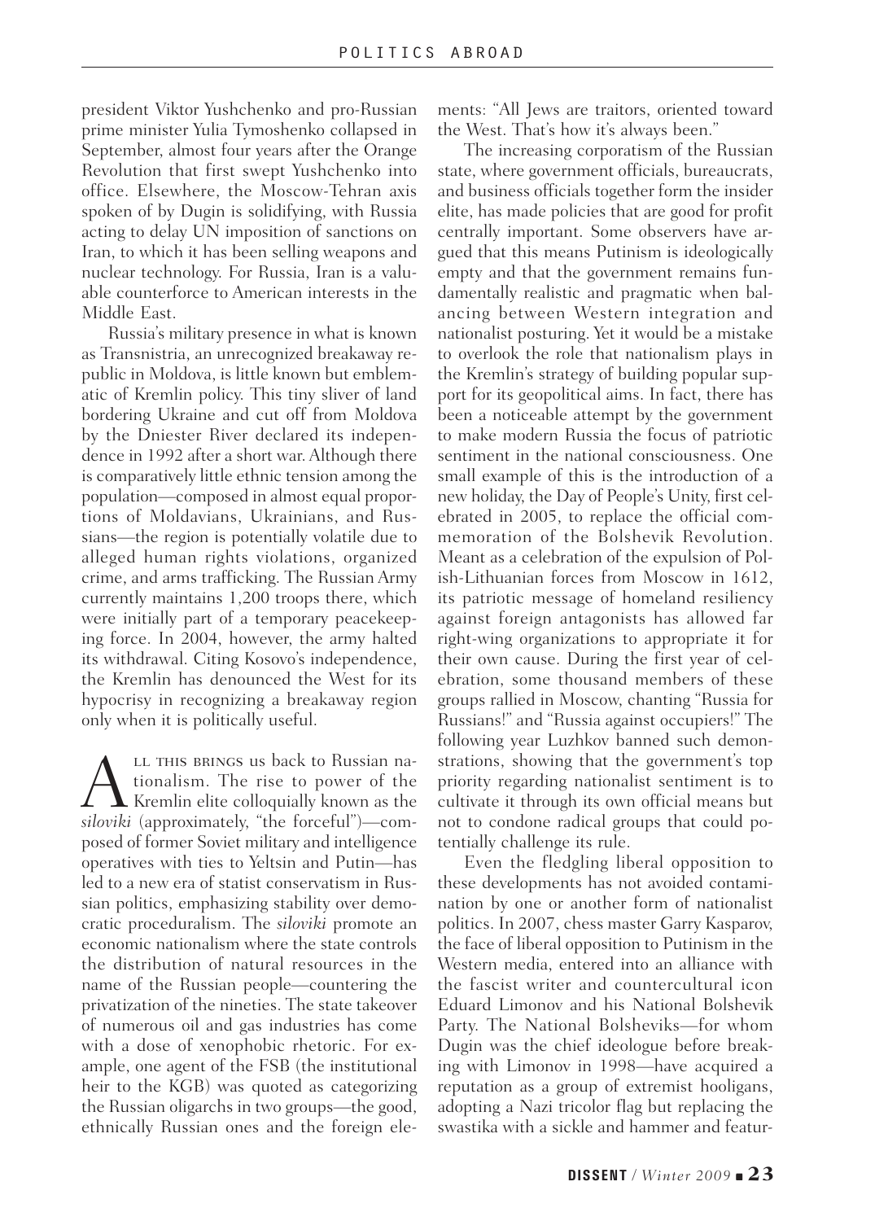president Viktor Yushchenko and pro-Russian prime minister Yulia Tymoshenko collapsed in September, almost four years after the Orange Revolution that first swept Yushchenko into office. Elsewhere, the Moscow-Tehran axis spoken of by Dugin is solidifying, with Russia acting to delay UN imposition of sanctions on Iran, to which it has been selling weapons and nuclear technology. For Russia, Iran is a valuable counterforce to American interests in the Middle East.

Russia's military presence in what is known as Transnistria, an unrecognized breakaway republic in Moldova, is little known but emblematic of Kremlin policy. This tiny sliver of land bordering Ukraine and cut off from Moldova by the Dniester River declared its independence in 1992 after a short war. Although there is comparatively little ethnic tension among the population—composed in almost equal proportions of Moldavians, Ukrainians, and Russians—the region is potentially volatile due to alleged human rights violations, organized crime, and arms trafficking. The Russian Army currently maintains 1,200 troops there, which were initially part of a temporary peacekeeping force. In 2004, however, the army halted its withdrawal. Citing Kosovo's independence, the Kremlin has denounced the West for its hypocrisy in recognizing a breakaway region only when it is politically useful.

All this brings us back to Russian nationalism. The rise to power of the Kremlin elite colloquially known as the *siloviki* (approximately, "the forceful")—composed of former Soviet military and intelligence operatives with ties to Yeltsin and Putin—has led to a new era of statist conservatism in Russian politics, emphasizing stability over democratic proceduralism. The *siloviki* promote an economic nationalism where the state controls the distribution of natural resources in the name of the Russian people—countering the privatization of the nineties. The state takeover of numerous oil and gas industries has come with a dose of xenophobic rhetoric. For example, one agent of the FSB (the institutional heir to the KGB) was quoted as categorizing the Russian oligarchs in two groups—the good, ethnically Russian ones and the foreign elements: "All Jews are traitors, oriented toward the West. That's how it's always been."

The increasing corporatism of the Russian state, where government officials, bureaucrats, and business officials together form the insider elite, has made policies that are good for profit centrally important. Some observers have argued that this means Putinism is ideologically empty and that the government remains fundamentally realistic and pragmatic when balancing between Western integration and nationalist posturing. Yet it would be a mistake to overlook the role that nationalism plays in the Kremlin's strategy of building popular support for its geopolitical aims. In fact, there has been a noticeable attempt by the government to make modern Russia the focus of patriotic sentiment in the national consciousness. One small example of this is the introduction of a new holiday, the Day of People's Unity, first celebrated in 2005, to replace the official commemoration of the Bolshevik Revolution. Meant as a celebration of the expulsion of Polish-Lithuanian forces from Moscow in 1612, its patriotic message of homeland resiliency against foreign antagonists has allowed far right-wing organizations to appropriate it for their own cause. During the first year of celebration, some thousand members of these groups rallied in Moscow, chanting "Russia for Russians!" and "Russia against occupiers!" The following year Luzhkov banned such demonstrations, showing that the government's top priority regarding nationalist sentiment is to cultivate it through its own official means but not to condone radical groups that could potentially challenge its rule.

Even the fledgling liberal opposition to these developments has not avoided contamination by one or another form of nationalist politics. In 2007, chess master Garry Kasparov, the face of liberal opposition to Putinism in the Western media, entered into an alliance with the fascist writer and countercultural icon Eduard Limonov and his National Bolshevik Party. The National Bolsheviks—for whom Dugin was the chief ideologue before breaking with Limonov in 1998—have acquired a reputation as a group of extremist hooligans, adopting a Nazi tricolor flag but replacing the swastika with a sickle and hammer and featur-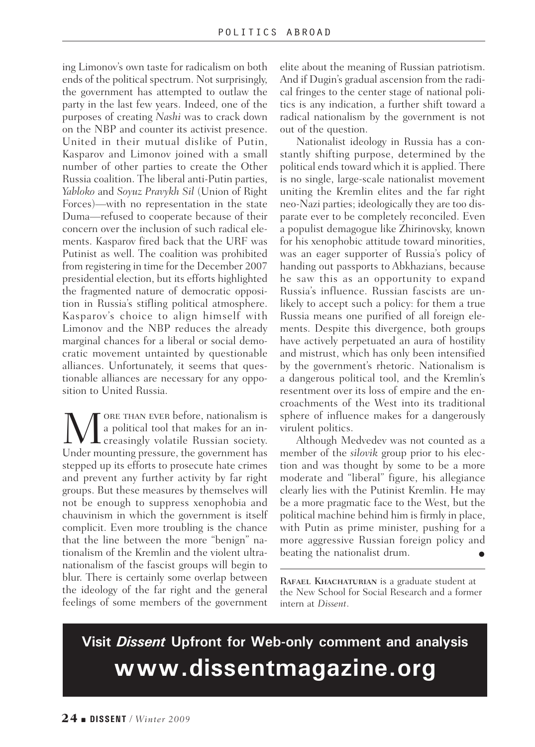ing Limonov's own taste for radicalism on both ends of the political spectrum. Not surprisingly, the government has attempted to outlaw the party in the last few years. Indeed, one of the purposes of creating *Nashi* was to crack down on the NBP and counter its activist presence. United in their mutual dislike of Putin, Kasparov and Limonov joined with a small number of other parties to create the Other Russia coalition. The liberal anti-Putin parties, *Yabloko* and *Soyuz Pravykh Sil* (Union of Right Forces)—with no representation in the state Duma—refused to cooperate because of their concern over the inclusion of such radical elements. Kasparov fired back that the URF was Putinist as well. The coalition was prohibited from registering in time for the December 2007 presidential election, but its efforts highlighted the fragmented nature of democratic opposition in Russia's stifling political atmosphere. Kasparov's choice to align himself with Limonov and the NBP reduces the already marginal chances for a liberal or social democratic movement untainted by questionable alliances. Unfortunately, it seems that questionable alliances are necessary for any opposition to United Russia.

More than ever before, nationalism is a political tool that makes for an increasingly volatile Russian society. Under mounting pressure, the government has stepped up its efforts to prosecute hate crimes and prevent any further activity by far right groups. But these measures by themselves will not be enough to suppress xenophobia and chauvinism in which the government is itself complicit. Even more troubling is the chance that the line between the more "benign" nationalism of the Kremlin and the violent ultranationalism of the fascist groups will begin to blur. There is certainly some overlap between the ideology of the far right and the general feelings of some members of the government elite about the meaning of Russian patriotism. And if Dugin's gradual ascension from the radical fringes to the center stage of national politics is any indication, a further shift toward a radical nationalism by the government is not out of the question.

Nationalist ideology in Russia has a constantly shifting purpose, determined by the political ends toward which it is applied. There is no single, large-scale nationalist movement uniting the Kremlin elites and the far right neo-Nazi parties; ideologically they are too disparate ever to be completely reconciled. Even a populist demagogue like Zhirinovsky, known for his xenophobic attitude toward minorities, was an eager supporter of Russia's policy of handing out passports to Abkhazians, because he saw this as an opportunity to expand Russia's influence. Russian fascists are unlikely to accept such a policy: for them a true Russia means one purified of all foreign elements. Despite this divergence, both groups have actively perpetuated an aura of hostility and mistrust, which has only been intensified by the government's rhetoric. Nationalism is a dangerous political tool, and the Kremlin's resentment over its loss of empire and the encroachments of the West into its traditional sphere of influence makes for a dangerously virulent politics.

Although Medvedev was not counted as a member of the *silovik* group prior to his election and was thought by some to be a more moderate and "liberal" figure, his allegiance clearly lies with the Putinist Kremlin. He may be a more pragmatic face to the West, but the political machine behind him is firmly in place, with Putin as prime minister, pushing for a more aggressive Russian foreign policy and beating the nationalist drum.

---

**Rafael Khachaturian** is a graduate student at the New School for Social Research and a former intern at *Dissent*.

**Visit *Dissent* Upfront for Web-only comment and analysis**
**www.dissentmagazine.org**